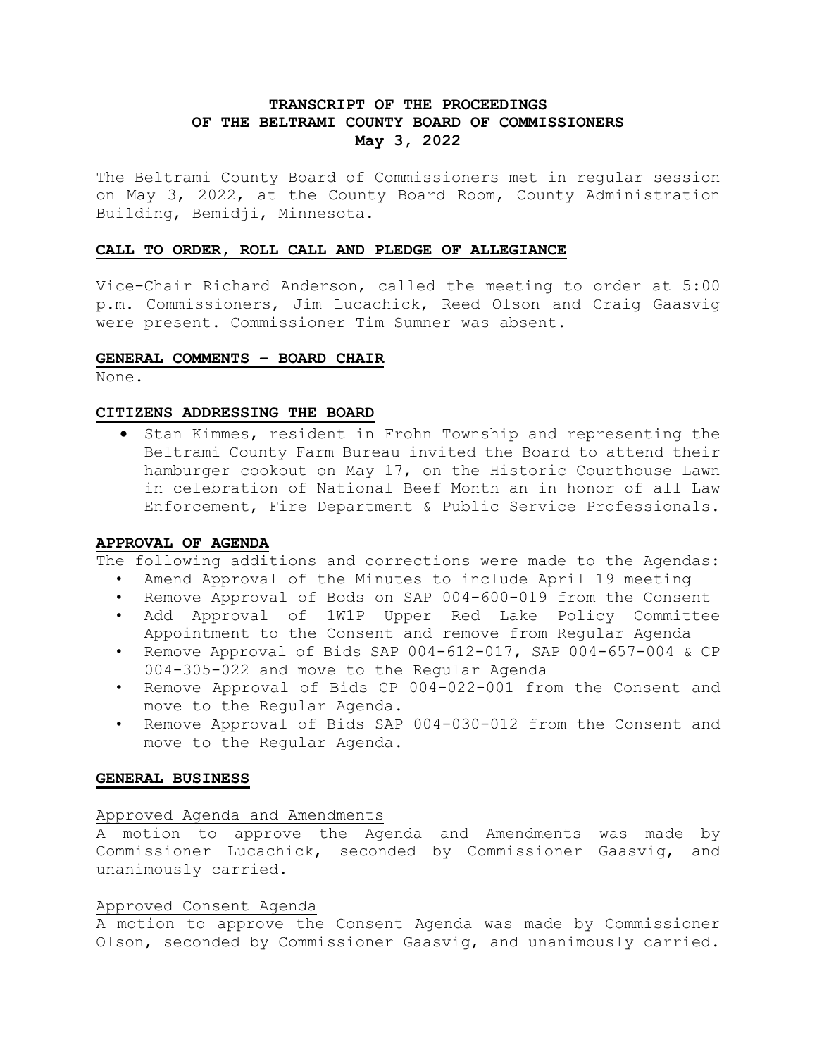# TRANSCRIPT OF THE PROCEEDINGS
# OF THE BELTRAMI COUNTY BOARD OF COMMISSIONERS
# May 3, 2022

The Beltrami County Board of Commissioners met in regular session on May 3, 2022, at the County Board Room, County Administration Building, Bemidji, Minnesota.

## CALL TO ORDER, ROLL CALL AND PLEDGE OF ALLEGIANCE

Vice-Chair Richard Anderson, called the meeting to order at 5:00 p.m. Commissioners, Jim Lucachick, Reed Olson and Craig Gaasvig were present. Commissioner Tim Sumner was absent.

## GENERAL COMMENTS – BOARD CHAIR

None.

## CITIZENS ADDRESSING THE BOARD

- Stan Kimmes, resident in Frohn Township and representing the Beltrami County Farm Bureau invited the Board to attend their hamburger cookout on May 17, on the Historic Courthouse Lawn in celebration of National Beef Month an in honor of all Law Enforcement, Fire Department & Public Service Professionals.

## APPROVAL OF AGENDA

The following additions and corrections were made to the Agendas:

- Amend Approval of the Minutes to include April 19 meeting
- Remove Approval of Bods on SAP 004-600-019 from the Consent
- Add Approval of 1W1P Upper Red Lake Policy Committee Appointment to the Consent and remove from Regular Agenda
- Remove Approval of Bids SAP 004-612-017, SAP 004-657-004 & CP 004-305-022 and move to the Regular Agenda
- Remove Approval of Bids CP 004-022-001 from the Consent and move to the Regular Agenda.
- Remove Approval of Bids SAP 004-030-012 from the Consent and move to the Regular Agenda.

## GENERAL BUSINESS

### Approved Agenda and Amendments

A motion to approve the Agenda and Amendments was made by Commissioner Lucachick, seconded by Commissioner Gaasvig, and unanimously carried.

### Approved Consent Agenda

A motion to approve the Consent Agenda was made by Commissioner Olson, seconded by Commissioner Gaasvig, and unanimously carried.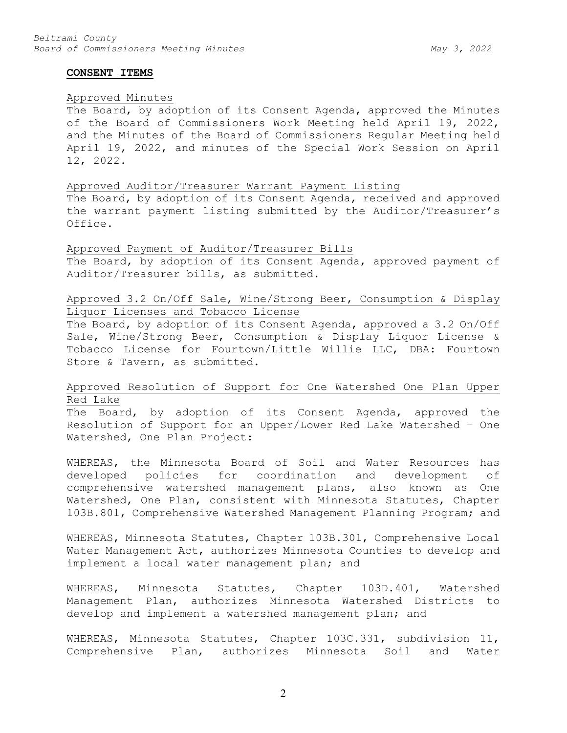**CONSENT ITEMS**

Approved Minutes

The Board, by adoption of its Consent Agenda, approved the Minutes of the Board of Commissioners Work Meeting held April 19, 2022, and the Minutes of the Board of Commissioners Regular Meeting held April 19, 2022, and minutes of the Special Work Session on April 12, 2022.

Approved Auditor/Treasurer Warrant Payment Listing

The Board, by adoption of its Consent Agenda, received and approved the warrant payment listing submitted by the Auditor/Treasurer's Office.

Approved Payment of Auditor/Treasurer Bills

The Board, by adoption of its Consent Agenda, approved payment of Auditor/Treasurer bills, as submitted.

Approved 3.2 On/Off Sale, Wine/Strong Beer, Consumption & Display Liquor Licenses and Tobacco License

The Board, by adoption of its Consent Agenda, approved a 3.2 On/Off Sale, Wine/Strong Beer, Consumption & Display Liquor License & Tobacco License for Fourtown/Little Willie LLC, DBA: Fourtown Store & Tavern, as submitted.

Approved Resolution of Support for One Watershed One Plan Upper Red Lake

The Board, by adoption of its Consent Agenda, approved the Resolution of Support for an Upper/Lower Red Lake Watershed – One Watershed, One Plan Project:

WHEREAS, the Minnesota Board of Soil and Water Resources has developed policies for coordination and development of comprehensive watershed management plans, also known as One Watershed, One Plan, consistent with Minnesota Statutes, Chapter 103B.801, Comprehensive Watershed Management Planning Program; and

WHEREAS, Minnesota Statutes, Chapter 103B.301, Comprehensive Local Water Management Act, authorizes Minnesota Counties to develop and implement a local water management plan; and

WHEREAS, Minnesota Statutes, Chapter 103D.401, Watershed Management Plan, authorizes Minnesota Watershed Districts to develop and implement a watershed management plan; and

WHEREAS, Minnesota Statutes, Chapter 103C.331, subdivision 11, Comprehensive Plan, authorizes Minnesota Soil and Water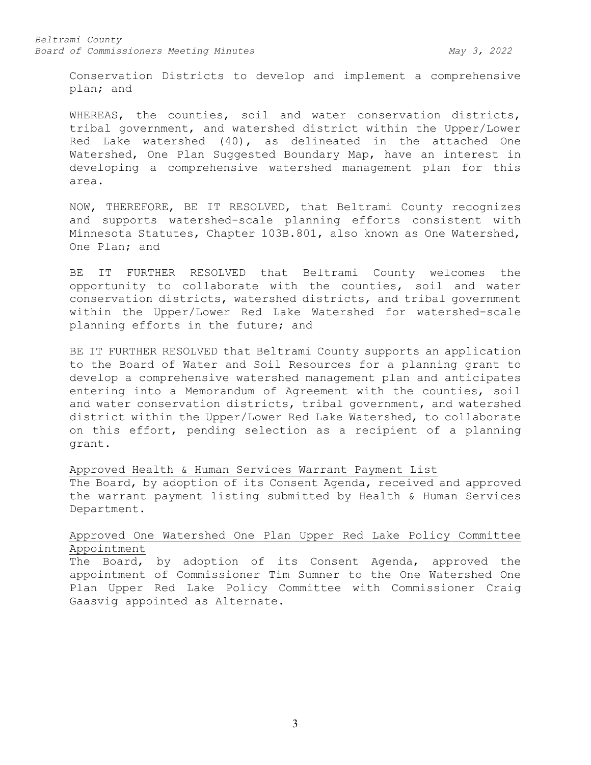Conservation Districts to develop and implement a comprehensive plan; and

WHEREAS, the counties, soil and water conservation districts, tribal government, and watershed district within the Upper/Lower Red Lake watershed (40), as delineated in the attached One Watershed, One Plan Suggested Boundary Map, have an interest in developing a comprehensive watershed management plan for this area.

NOW, THEREFORE, BE IT RESOLVED, that Beltrami County recognizes and supports watershed-scale planning efforts consistent with Minnesota Statutes, Chapter 103B.801, also known as One Watershed, One Plan; and

BE IT FURTHER RESOLVED that Beltrami County welcomes the opportunity to collaborate with the counties, soil and water conservation districts, watershed districts, and tribal government within the Upper/Lower Red Lake Watershed for watershed-scale planning efforts in the future; and

BE IT FURTHER RESOLVED that Beltrami County supports an application to the Board of Water and Soil Resources for a planning grant to develop a comprehensive watershed management plan and anticipates entering into a Memorandum of Agreement with the counties, soil and water conservation districts, tribal government, and watershed district within the Upper/Lower Red Lake Watershed, to collaborate on this effort, pending selection as a recipient of a planning grant.

<u>Approved Health & Human Services Warrant Payment List</u>
The Board, by adoption of its Consent Agenda, received and approved the warrant payment listing submitted by Health & Human Services Department.

<u>Approved One Watershed One Plan Upper Red Lake Policy Committee Appointment</u>
The Board, by adoption of its Consent Agenda, approved the appointment of Commissioner Tim Sumner to the One Watershed One Plan Upper Red Lake Policy Committee with Commissioner Craig Gaasvig appointed as Alternate.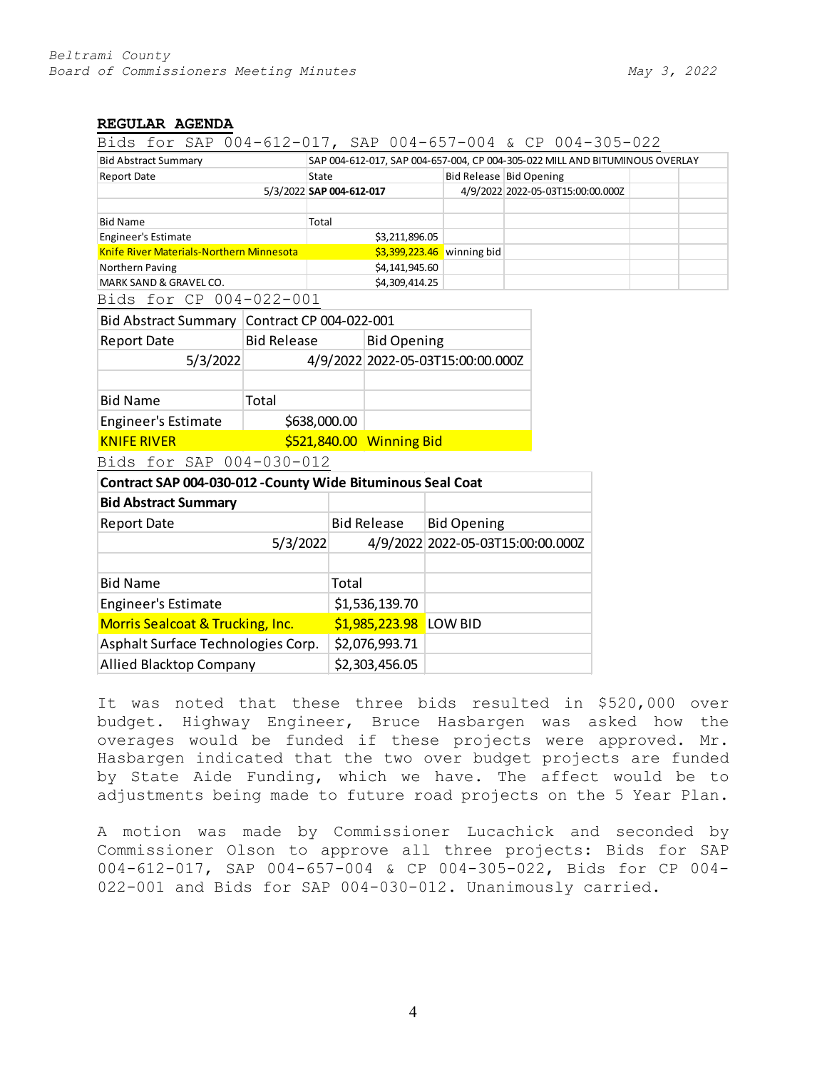## REGULAR AGENDA

Bids for SAP 004-612-017, SAP 004-657-004 & CP 004-305-022

| Bid Abstract Summary | SAP 004-612-017, SAP 004-657-004, CP 004-305-022 MILL AND BITUMINOUS OVERLAY | | | | |
|---|---|---|---|---|---|
| Report Date | State | Bid Release | Bid Opening | | |
| 5/3/2022 | **SAP 004-612-017** | 4/9/2022 | 2022-05-03T15:00:00.000Z | | |
| | | | | | |
| Bid Name | Total | | | | |
| Engineer's Estimate | $3,211,896.05 | | | | |
| Knife River Materials-Northern Minnesota | $3,399,223.46 | winning bid | | | |
| Northern Paving | $4,141,945.60 | | | | |
| MARK SAND & GRAVEL CO. | $4,309,414.25 | | | | |

Bids for CP 004-022-001

| Bid Abstract Summary | Contract CP 004-022-001 | |
|---|---|---|
| Report Date | Bid Release | Bid Opening |
| 5/3/2022 | 4/9/2022 | 2022-05-03T15:00:00.000Z |
| | | |
| Bid Name | Total | |
| Engineer's Estimate | $638,000.00 | |
| KNIFE RIVER | $521,840.00 | Winning Bid |

Bids for SAP 004-030-012

| **Contract SAP 004-030-012 -County Wide Bituminous Seal Coat** | | |
|---|---|---|
| **Bid Abstract Summary** | | |
| Report Date | Bid Release | Bid Opening |
| 5/3/2022 | 4/9/2022 | 2022-05-03T15:00:00.000Z |
| | | |
| Bid Name | Total | |
| Engineer's Estimate | $1,536,139.70 | |
| Morris Sealcoat & Trucking, Inc. | $1,985,223.98 | LOW BID |
| Asphalt Surface Technologies Corp. | $2,076,993.71 | |
| Allied Blacktop Company | $2,303,456.05 | |

It was noted that these three bids resulted in $520,000 over budget. Highway Engineer, Bruce Hasbargen was asked how the overages would be funded if these projects were approved. Mr. Hasbargen indicated that the two over budget projects are funded by State Aide Funding, which we have. The affect would be to adjustments being made to future road projects on the 5 Year Plan.

A motion was made by Commissioner Lucachick and seconded by Commissioner Olson to approve all three projects: Bids for SAP 004-612-017, SAP 004-657-004 & CP 004-305-022, Bids for CP 004-022-001 and Bids for SAP 004-030-012. Unanimously carried.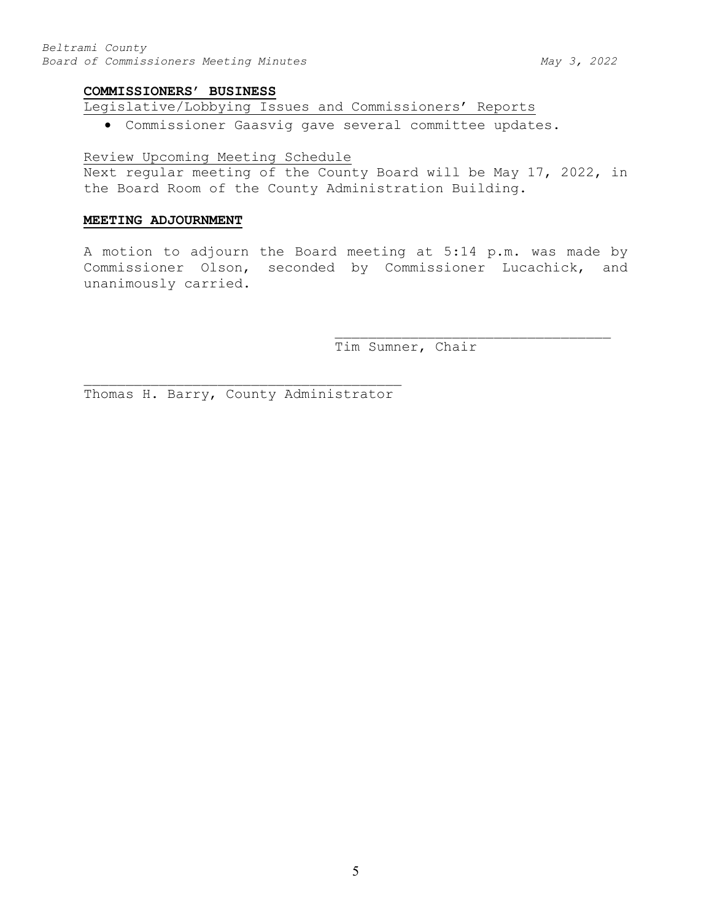**COMMISSIONERS' BUSINESS**

Legislative/Lobbying Issues and Commissioners' Reports

- Commissioner Gaasvig gave several committee updates.

Review Upcoming Meeting Schedule

Next regular meeting of the County Board will be May 17, 2022, in the Board Room of the County Administration Building.

**MEETING ADJOURNMENT**

A motion to adjourn the Board meeting at 5:14 p.m. was made by Commissioner Olson, seconded by Commissioner Lucachick, and unanimously carried.

\_\_\_\_\_\_\_\_\_\_\_\_\_\_\_\_\_\_\_\_\_\_\_\_\_\_\_\_\_\_\_\_\_\_

Tim Sumner, Chair

\_\_\_\_\_\_\_\_\_\_\_\_\_\_\_\_\_\_\_\_\_\_\_\_\_\_\_\_\_\_\_\_\_\_\_\_\_\_\_

Thomas H. Barry, County Administrator